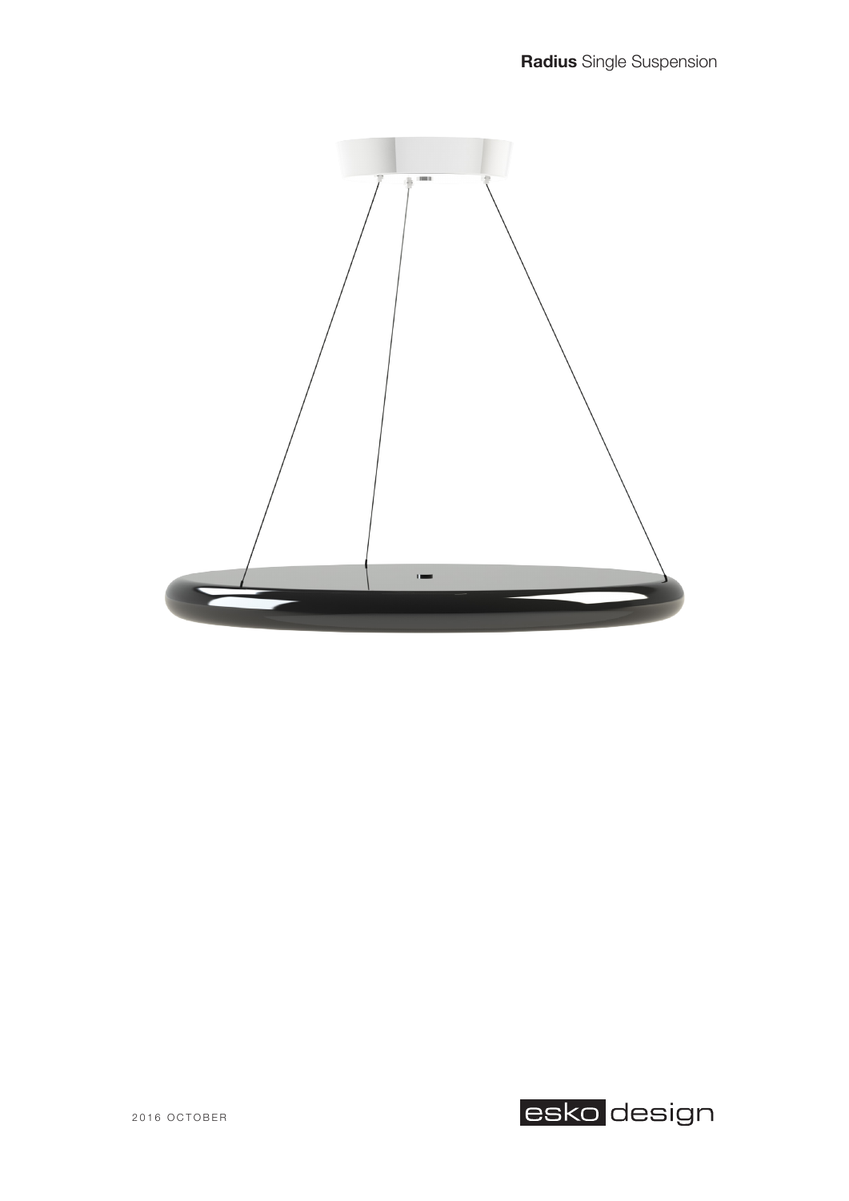**Radius** Single Suspension

2016 OCTOBER

esko design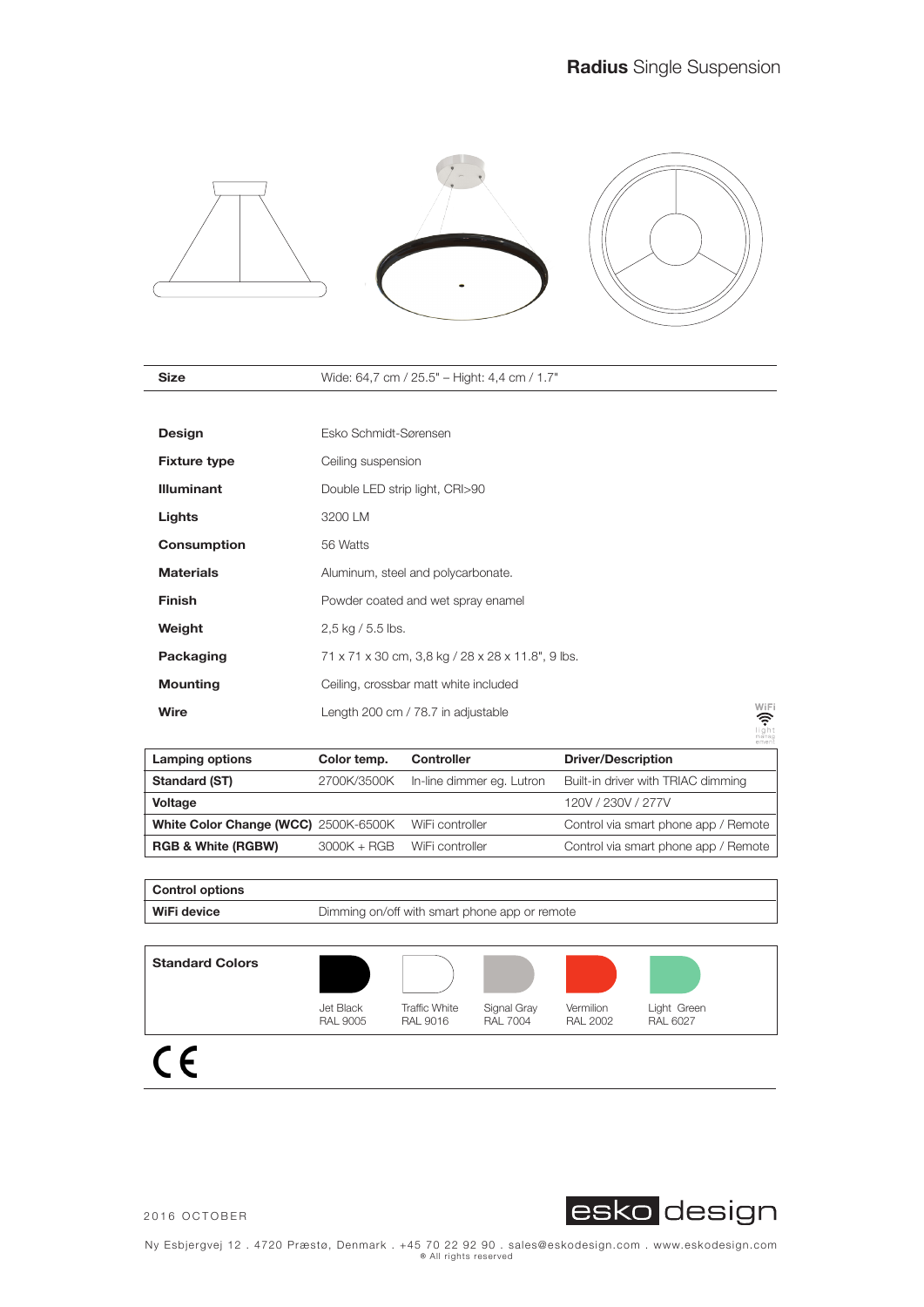# **Radius** Single Suspension

| | |
|---|---|
| **Size** | Wide: 64,7 cm / 25.5" – Hight: 4,4 cm / 1.7" |

| | |
|---|---|
| **Design** | Esko Schmidt-Sørensen |
| **Fixture type** | Ceiling suspension |
| **Illuminant** | Double LED strip light, CRI>90 |
| **Lights** | 3200 LM |
| **Consumption** | 56 Watts |
| **Materials** | Aluminum, steel and polycarbonate. |
| **Finish** | Powder coated and wet spray enamel |
| **Weight** | 2,5 kg / 5.5 lbs. |
| **Packaging** | 71 x 71 x 30 cm, 3,8 kg / 28 x 28 x 11.8", 9 lbs. |
| **Mounting** | Ceiling, crossbar matt white included |
| **Wire** | Length 200 cm / 78.7 in adjustable |

WiFi light management

| Lamping options | Color temp. | Controller | Driver/Description |
|---|---|---|---|
| **Standard (ST)** | 2700K/3500K | In-line dimmer eg. Lutron | Built-in driver with TRIAC dimming |
| **Voltage** | | | 120V / 230V / 277V |
| **White Color Change (WCC)** | 2500K-6500K | WiFi controller | Control via smart phone app / Remote |
| **RGB & White (RGBW)** | 3000K + RGB | WiFi controller | Control via smart phone app / Remote |

| Control options | |
|---|---|
| **WiFi device** | Dimming on/off with smart phone app or remote |

**Standard Colors**

| | | | | |
|---|---|---|---|---|
| Jet Black RAL 9005 | Traffic White RAL 9016 | Signal Gray RAL 7004 | Vermilion RAL 2002 | Light Green RAL 6027 |

CE

2016 OCTOBER

esko design

Ny Esbjergvej 12 . 4720 Præstø, Denmark . +45 70 22 92 90 . sales@eskodesign.com . www.eskodesign.com
® All rights reserved